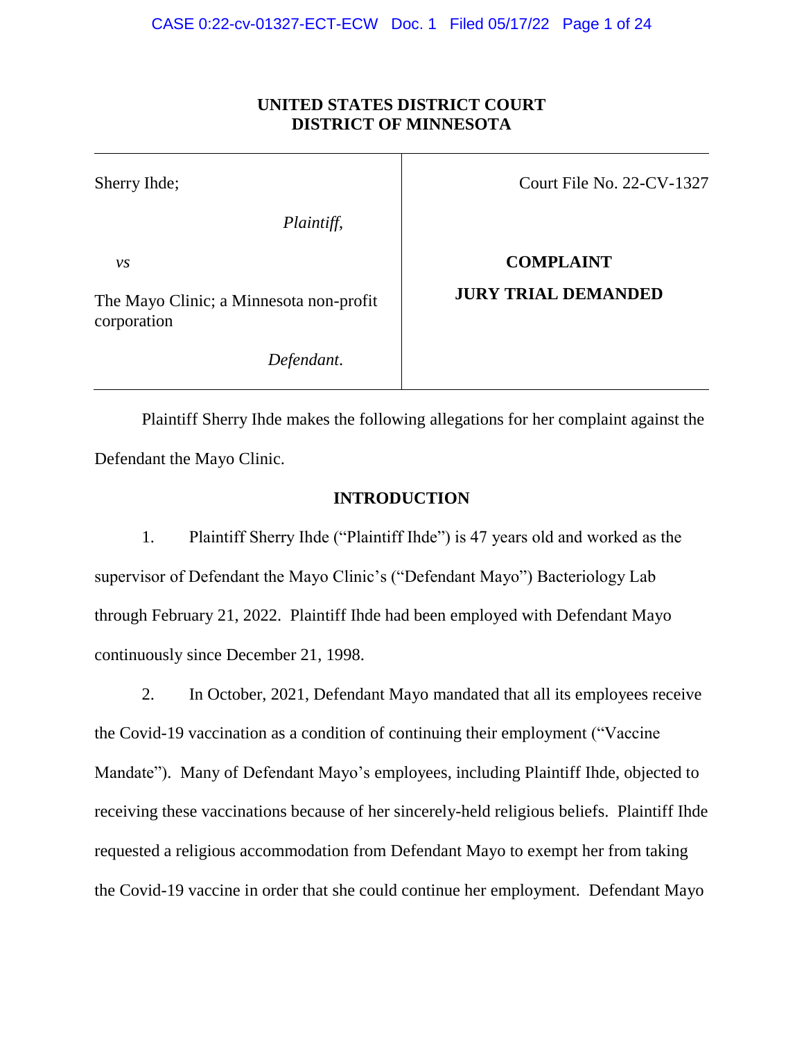**UNITED STATES DISTRICT COURT**
**DISTRICT OF MINNESOTA**

| | |
|---|---|
| Sherry Ihde;<br><br>*Plaintiff*,<br><br>*vs*<br><br>The Mayo Clinic; a Minnesota non-profit corporation<br><br>*Defendant*. | Court File No. 22-CV-1327<br><br>**COMPLAINT**<br><br>**JURY TRIAL DEMANDED** |

Plaintiff Sherry Ihde makes the following allegations for her complaint against the Defendant the Mayo Clinic.

## INTRODUCTION

1. Plaintiff Sherry Ihde ("Plaintiff Ihde") is 47 years old and worked as the supervisor of Defendant the Mayo Clinic's ("Defendant Mayo") Bacteriology Lab through February 21, 2022. Plaintiff Ihde had been employed with Defendant Mayo continuously since December 21, 1998.

2. In October, 2021, Defendant Mayo mandated that all its employees receive the Covid-19 vaccination as a condition of continuing their employment ("Vaccine Mandate"). Many of Defendant Mayo's employees, including Plaintiff Ihde, objected to receiving these vaccinations because of her sincerely-held religious beliefs. Plaintiff Ihde requested a religious accommodation from Defendant Mayo to exempt her from taking the Covid-19 vaccine in order that she could continue her employment. Defendant Mayo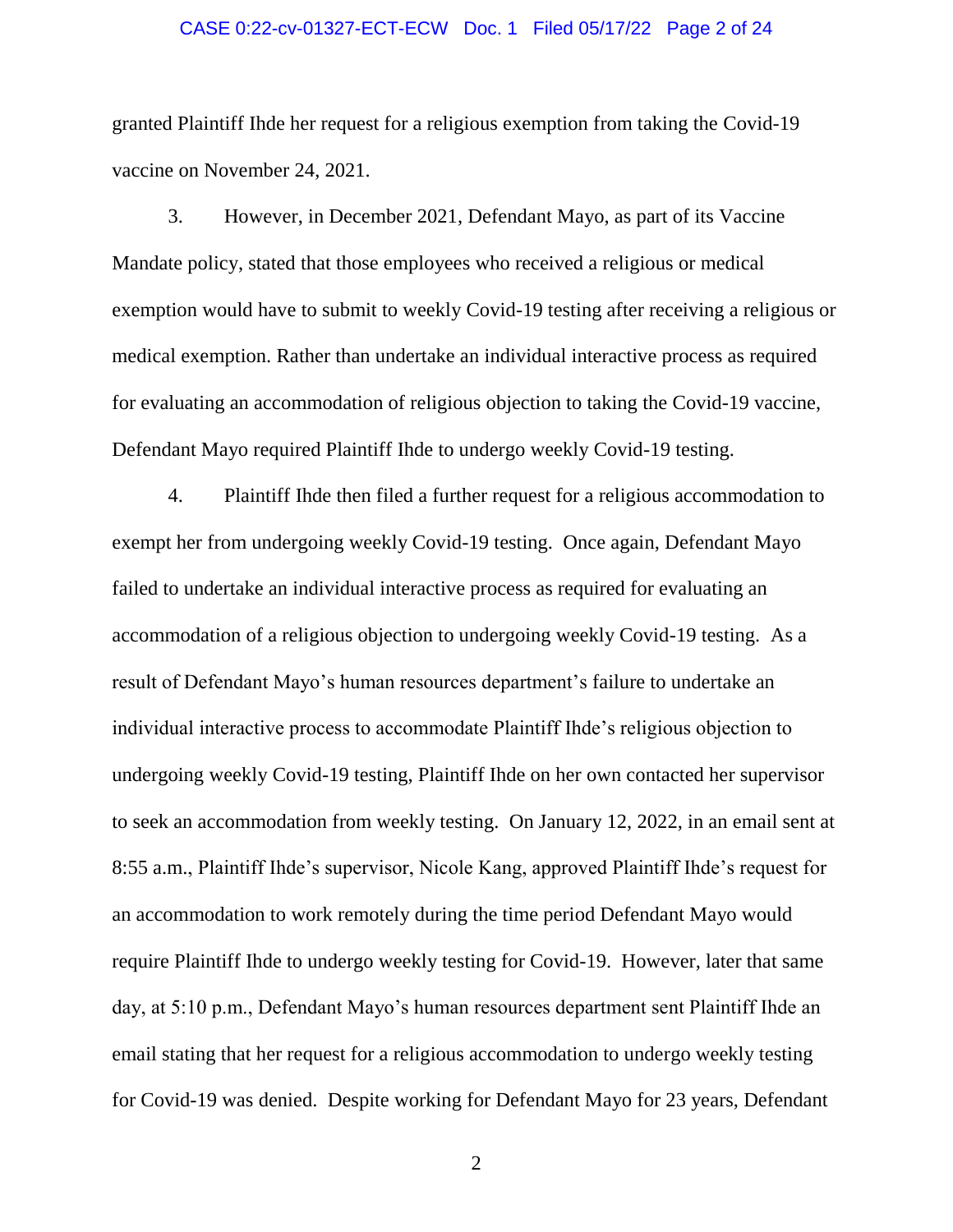granted Plaintiff Ihde her request for a religious exemption from taking the Covid-19 vaccine on November 24, 2021.

3. However, in December 2021, Defendant Mayo, as part of its Vaccine Mandate policy, stated that those employees who received a religious or medical exemption would have to submit to weekly Covid-19 testing after receiving a religious or medical exemption. Rather than undertake an individual interactive process as required for evaluating an accommodation of religious objection to taking the Covid-19 vaccine, Defendant Mayo required Plaintiff Ihde to undergo weekly Covid-19 testing.

4. Plaintiff Ihde then filed a further request for a religious accommodation to exempt her from undergoing weekly Covid-19 testing. Once again, Defendant Mayo failed to undertake an individual interactive process as required for evaluating an accommodation of a religious objection to undergoing weekly Covid-19 testing. As a result of Defendant Mayo's human resources department's failure to undertake an individual interactive process to accommodate Plaintiff Ihde's religious objection to undergoing weekly Covid-19 testing, Plaintiff Ihde on her own contacted her supervisor to seek an accommodation from weekly testing. On January 12, 2022, in an email sent at 8:55 a.m., Plaintiff Ihde's supervisor, Nicole Kang, approved Plaintiff Ihde's request for an accommodation to work remotely during the time period Defendant Mayo would require Plaintiff Ihde to undergo weekly testing for Covid-19. However, later that same day, at 5:10 p.m., Defendant Mayo's human resources department sent Plaintiff Ihde an email stating that her request for a religious accommodation to undergo weekly testing for Covid-19 was denied. Despite working for Defendant Mayo for 23 years, Defendant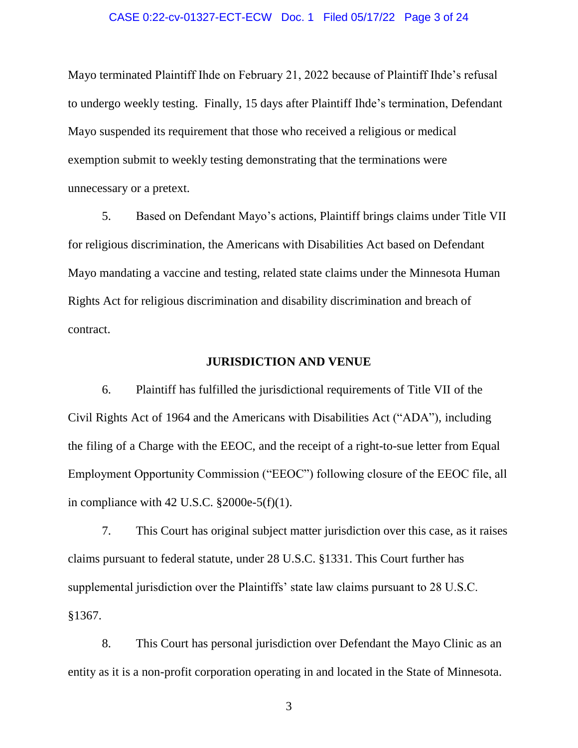Mayo terminated Plaintiff Ihde on February 21, 2022 because of Plaintiff Ihde's refusal to undergo weekly testing. Finally, 15 days after Plaintiff Ihde's termination, Defendant Mayo suspended its requirement that those who received a religious or medical exemption submit to weekly testing demonstrating that the terminations were unnecessary or a pretext.

5. Based on Defendant Mayo's actions, Plaintiff brings claims under Title VII for religious discrimination, the Americans with Disabilities Act based on Defendant Mayo mandating a vaccine and testing, related state claims under the Minnesota Human Rights Act for religious discrimination and disability discrimination and breach of contract.

## JURISDICTION AND VENUE

6. Plaintiff has fulfilled the jurisdictional requirements of Title VII of the Civil Rights Act of 1964 and the Americans with Disabilities Act ("ADA"), including the filing of a Charge with the EEOC, and the receipt of a right-to-sue letter from Equal Employment Opportunity Commission ("EEOC") following closure of the EEOC file, all in compliance with 42 U.S.C. §2000e-5(f)(1).

7. This Court has original subject matter jurisdiction over this case, as it raises claims pursuant to federal statute, under 28 U.S.C. §1331. This Court further has supplemental jurisdiction over the Plaintiffs' state law claims pursuant to 28 U.S.C. §1367.

8. This Court has personal jurisdiction over Defendant the Mayo Clinic as an entity as it is a non-profit corporation operating in and located in the State of Minnesota.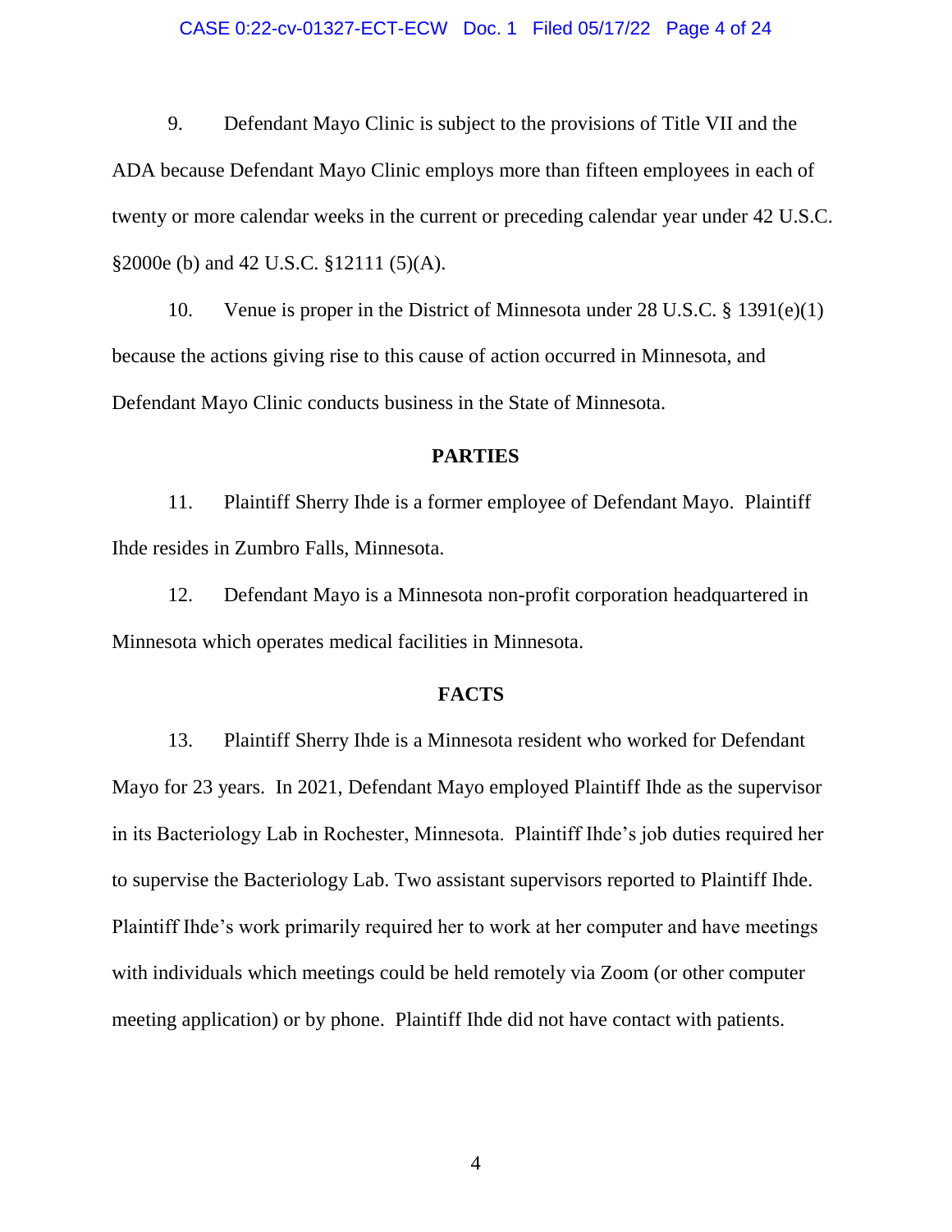9. Defendant Mayo Clinic is subject to the provisions of Title VII and the ADA because Defendant Mayo Clinic employs more than fifteen employees in each of twenty or more calendar weeks in the current or preceding calendar year under 42 U.S.C. §2000e (b) and 42 U.S.C. §12111 (5)(A).

10. Venue is proper in the District of Minnesota under 28 U.S.C. § 1391(e)(1) because the actions giving rise to this cause of action occurred in Minnesota, and Defendant Mayo Clinic conducts business in the State of Minnesota.

## PARTIES

11. Plaintiff Sherry Ihde is a former employee of Defendant Mayo. Plaintiff Ihde resides in Zumbro Falls, Minnesota.

12. Defendant Mayo is a Minnesota non-profit corporation headquartered in Minnesota which operates medical facilities in Minnesota.

## FACTS

13. Plaintiff Sherry Ihde is a Minnesota resident who worked for Defendant Mayo for 23 years. In 2021, Defendant Mayo employed Plaintiff Ihde as the supervisor in its Bacteriology Lab in Rochester, Minnesota. Plaintiff Ihde's job duties required her to supervise the Bacteriology Lab. Two assistant supervisors reported to Plaintiff Ihde. Plaintiff Ihde's work primarily required her to work at her computer and have meetings with individuals which meetings could be held remotely via Zoom (or other computer meeting application) or by phone. Plaintiff Ihde did not have contact with patients.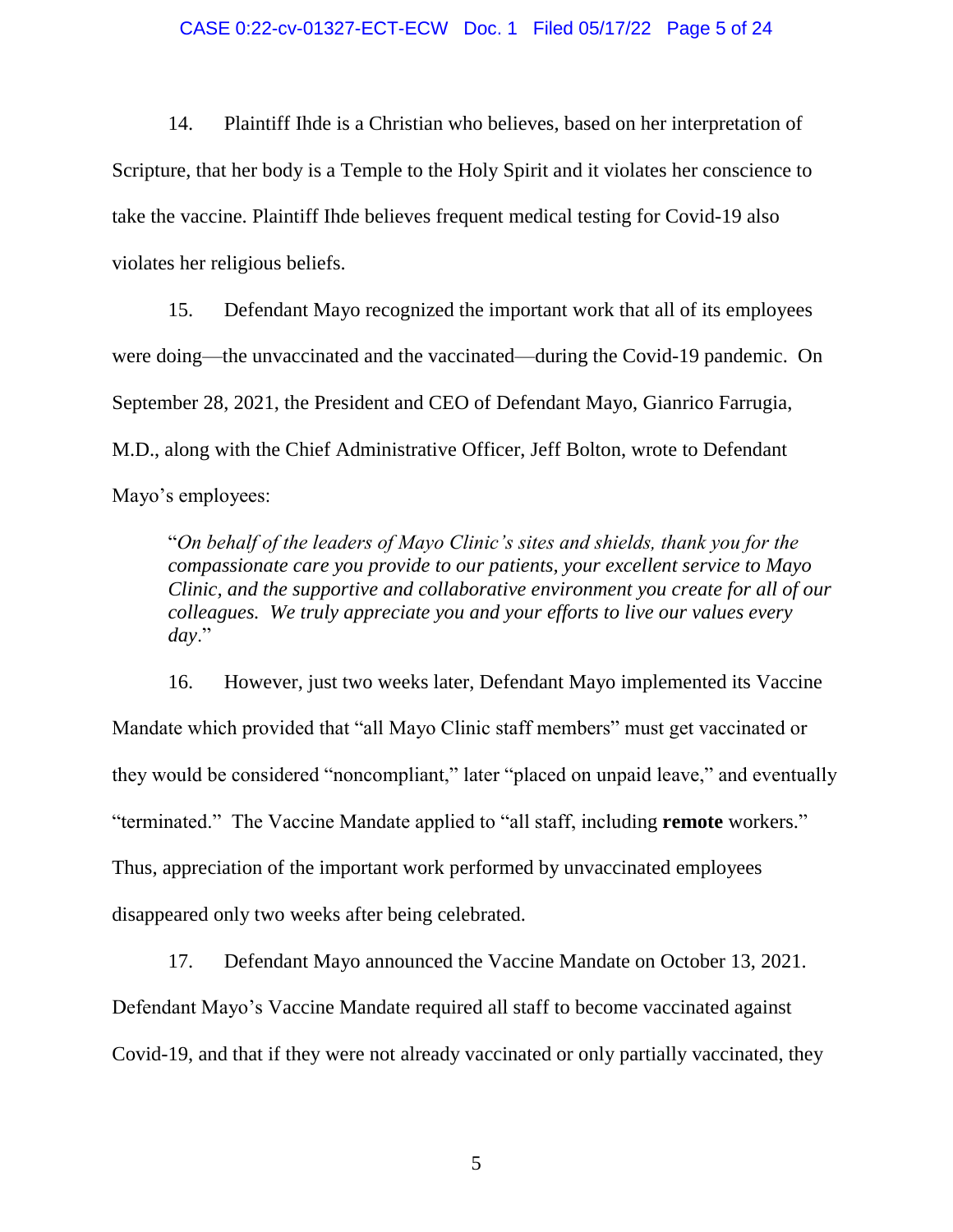14. Plaintiff Ihde is a Christian who believes, based on her interpretation of Scripture, that her body is a Temple to the Holy Spirit and it violates her conscience to take the vaccine. Plaintiff Ihde believes frequent medical testing for Covid-19 also violates her religious beliefs.

15. Defendant Mayo recognized the important work that all of its employees were doing—the unvaccinated and the vaccinated—during the Covid-19 pandemic. On September 28, 2021, the President and CEO of Defendant Mayo, Gianrico Farrugia, M.D., along with the Chief Administrative Officer, Jeff Bolton, wrote to Defendant Mayo's employees:

> "*On behalf of the leaders of Mayo Clinic's sites and shields, thank you for the compassionate care you provide to our patients, your excellent service to Mayo Clinic, and the supportive and collaborative environment you create for all of our colleagues. We truly appreciate you and your efforts to live our values every day*."

16. However, just two weeks later, Defendant Mayo implemented its Vaccine Mandate which provided that "all Mayo Clinic staff members" must get vaccinated or they would be considered "noncompliant," later "placed on unpaid leave," and eventually "terminated." The Vaccine Mandate applied to "all staff, including **remote** workers." Thus, appreciation of the important work performed by unvaccinated employees disappeared only two weeks after being celebrated.

17. Defendant Mayo announced the Vaccine Mandate on October 13, 2021. Defendant Mayo's Vaccine Mandate required all staff to become vaccinated against Covid-19, and that if they were not already vaccinated or only partially vaccinated, they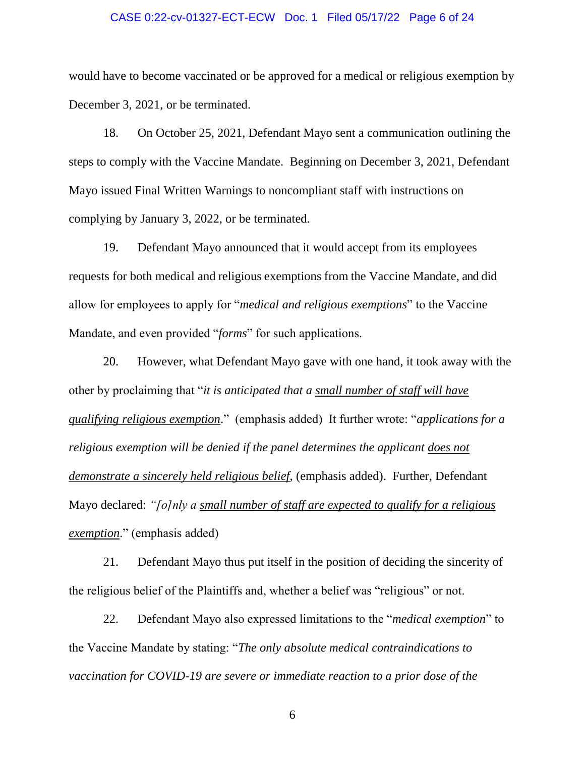would have to become vaccinated or be approved for a medical or religious exemption by December 3, 2021, or be terminated.

18. On October 25, 2021, Defendant Mayo sent a communication outlining the steps to comply with the Vaccine Mandate. Beginning on December 3, 2021, Defendant Mayo issued Final Written Warnings to noncompliant staff with instructions on complying by January 3, 2022, or be terminated.

19. Defendant Mayo announced that it would accept from its employees requests for both medical and religious exemptions from the Vaccine Mandate, and did allow for employees to apply for "*medical and religious exemptions*" to the Vaccine Mandate, and even provided "*forms*" for such applications.

20. However, what Defendant Mayo gave with one hand, it took away with the other by proclaiming that "*it is anticipated that a <u>small number of staff will have qualifying religious exemption</u>*." (emphasis added) It further wrote: "*applications for a religious exemption will be denied if the panel determines the applicant <u>does not demonstrate a sincerely held religious belief</u>,* (emphasis added). Further, Defendant Mayo declared: *"[o]nly a <u>small number of staff are expected to qualify for a religious exemption</u>*." (emphasis added)

21. Defendant Mayo thus put itself in the position of deciding the sincerity of the religious belief of the Plaintiffs and, whether a belief was "religious" or not.

22. Defendant Mayo also expressed limitations to the "*medical exemption*" to the Vaccine Mandate by stating: "*The only absolute medical contraindications to vaccination for COVID-19 are severe or immediate reaction to a prior dose of the*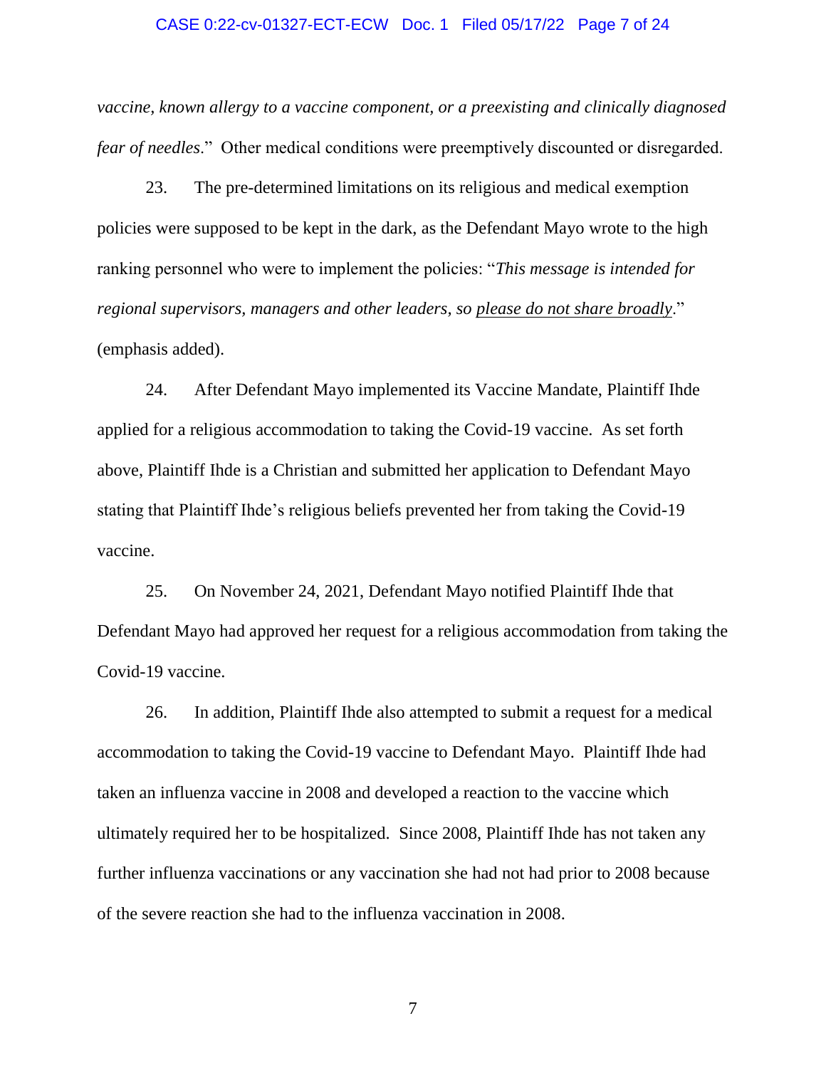*vaccine, known allergy to a vaccine component, or a preexisting and clinically diagnosed fear of needles*." Other medical conditions were preemptively discounted or disregarded.

23. The pre-determined limitations on its religious and medical exemption policies were supposed to be kept in the dark, as the Defendant Mayo wrote to the high ranking personnel who were to implement the policies: "*This message is intended for regional supervisors, managers and other leaders, so <u>please do not share broadly</u>*." (emphasis added).

24. After Defendant Mayo implemented its Vaccine Mandate, Plaintiff Ihde applied for a religious accommodation to taking the Covid-19 vaccine. As set forth above, Plaintiff Ihde is a Christian and submitted her application to Defendant Mayo stating that Plaintiff Ihde's religious beliefs prevented her from taking the Covid-19 vaccine.

25. On November 24, 2021, Defendant Mayo notified Plaintiff Ihde that Defendant Mayo had approved her request for a religious accommodation from taking the Covid-19 vaccine.

26. In addition, Plaintiff Ihde also attempted to submit a request for a medical accommodation to taking the Covid-19 vaccine to Defendant Mayo. Plaintiff Ihde had taken an influenza vaccine in 2008 and developed a reaction to the vaccine which ultimately required her to be hospitalized. Since 2008, Plaintiff Ihde has not taken any further influenza vaccinations or any vaccination she had not had prior to 2008 because of the severe reaction she had to the influenza vaccination in 2008.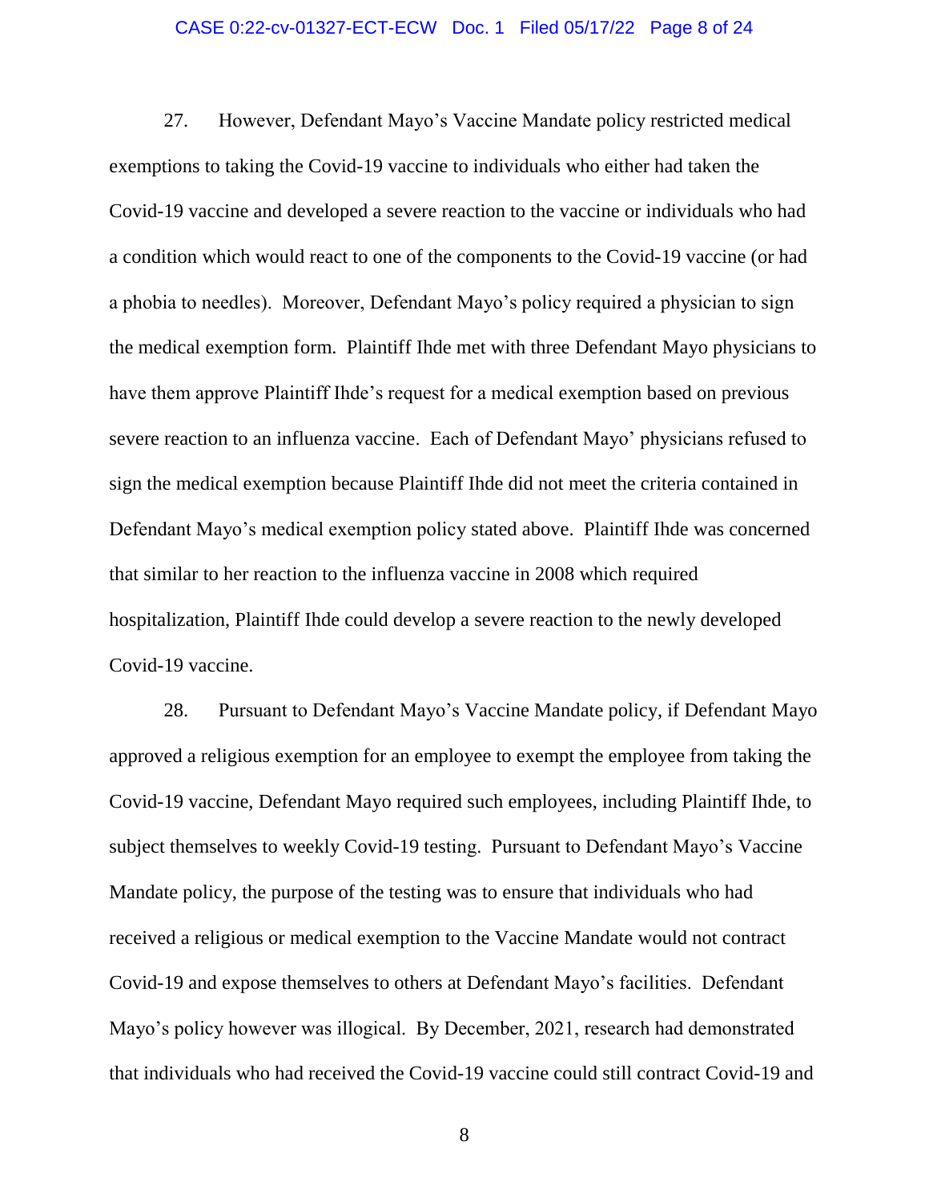27. However, Defendant Mayo's Vaccine Mandate policy restricted medical exemptions to taking the Covid-19 vaccine to individuals who either had taken the Covid-19 vaccine and developed a severe reaction to the vaccine or individuals who had a condition which would react to one of the components to the Covid-19 vaccine (or had a phobia to needles). Moreover, Defendant Mayo's policy required a physician to sign the medical exemption form. Plaintiff Ihde met with three Defendant Mayo physicians to have them approve Plaintiff Ihde's request for a medical exemption based on previous severe reaction to an influenza vaccine. Each of Defendant Mayo' physicians refused to sign the medical exemption because Plaintiff Ihde did not meet the criteria contained in Defendant Mayo's medical exemption policy stated above. Plaintiff Ihde was concerned that similar to her reaction to the influenza vaccine in 2008 which required hospitalization, Plaintiff Ihde could develop a severe reaction to the newly developed Covid-19 vaccine.

28. Pursuant to Defendant Mayo's Vaccine Mandate policy, if Defendant Mayo approved a religious exemption for an employee to exempt the employee from taking the Covid-19 vaccine, Defendant Mayo required such employees, including Plaintiff Ihde, to subject themselves to weekly Covid-19 testing. Pursuant to Defendant Mayo's Vaccine Mandate policy, the purpose of the testing was to ensure that individuals who had received a religious or medical exemption to the Vaccine Mandate would not contract Covid-19 and expose themselves to others at Defendant Mayo's facilities. Defendant Mayo's policy however was illogical. By December, 2021, research had demonstrated that individuals who had received the Covid-19 vaccine could still contract Covid-19 and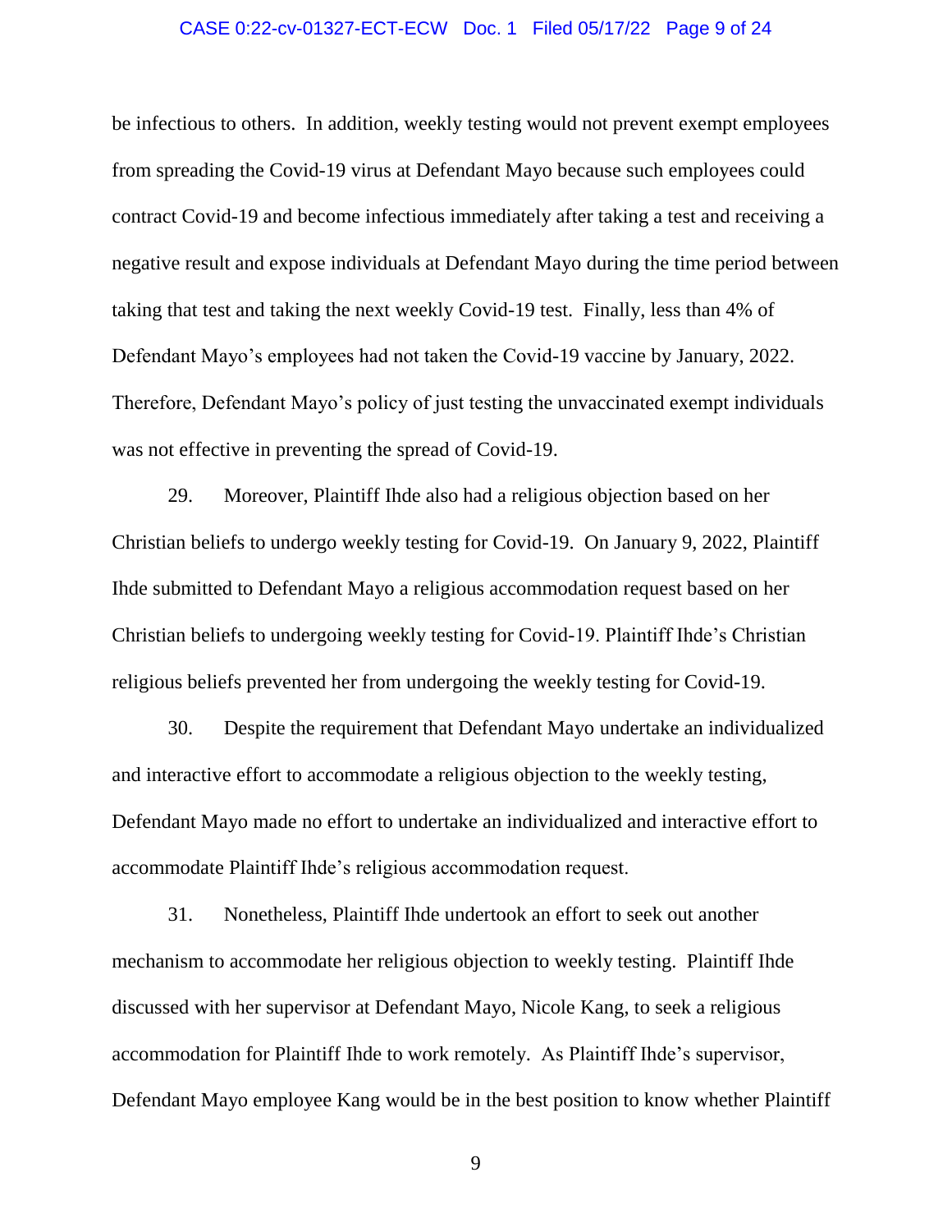be infectious to others. In addition, weekly testing would not prevent exempt employees from spreading the Covid-19 virus at Defendant Mayo because such employees could contract Covid-19 and become infectious immediately after taking a test and receiving a negative result and expose individuals at Defendant Mayo during the time period between taking that test and taking the next weekly Covid-19 test. Finally, less than 4% of Defendant Mayo's employees had not taken the Covid-19 vaccine by January, 2022. Therefore, Defendant Mayo's policy of just testing the unvaccinated exempt individuals was not effective in preventing the spread of Covid-19.

29. Moreover, Plaintiff Ihde also had a religious objection based on her Christian beliefs to undergo weekly testing for Covid-19. On January 9, 2022, Plaintiff Ihde submitted to Defendant Mayo a religious accommodation request based on her Christian beliefs to undergoing weekly testing for Covid-19. Plaintiff Ihde's Christian religious beliefs prevented her from undergoing the weekly testing for Covid-19.

30. Despite the requirement that Defendant Mayo undertake an individualized and interactive effort to accommodate a religious objection to the weekly testing, Defendant Mayo made no effort to undertake an individualized and interactive effort to accommodate Plaintiff Ihde's religious accommodation request.

31. Nonetheless, Plaintiff Ihde undertook an effort to seek out another mechanism to accommodate her religious objection to weekly testing. Plaintiff Ihde discussed with her supervisor at Defendant Mayo, Nicole Kang, to seek a religious accommodation for Plaintiff Ihde to work remotely. As Plaintiff Ihde's supervisor, Defendant Mayo employee Kang would be in the best position to know whether Plaintiff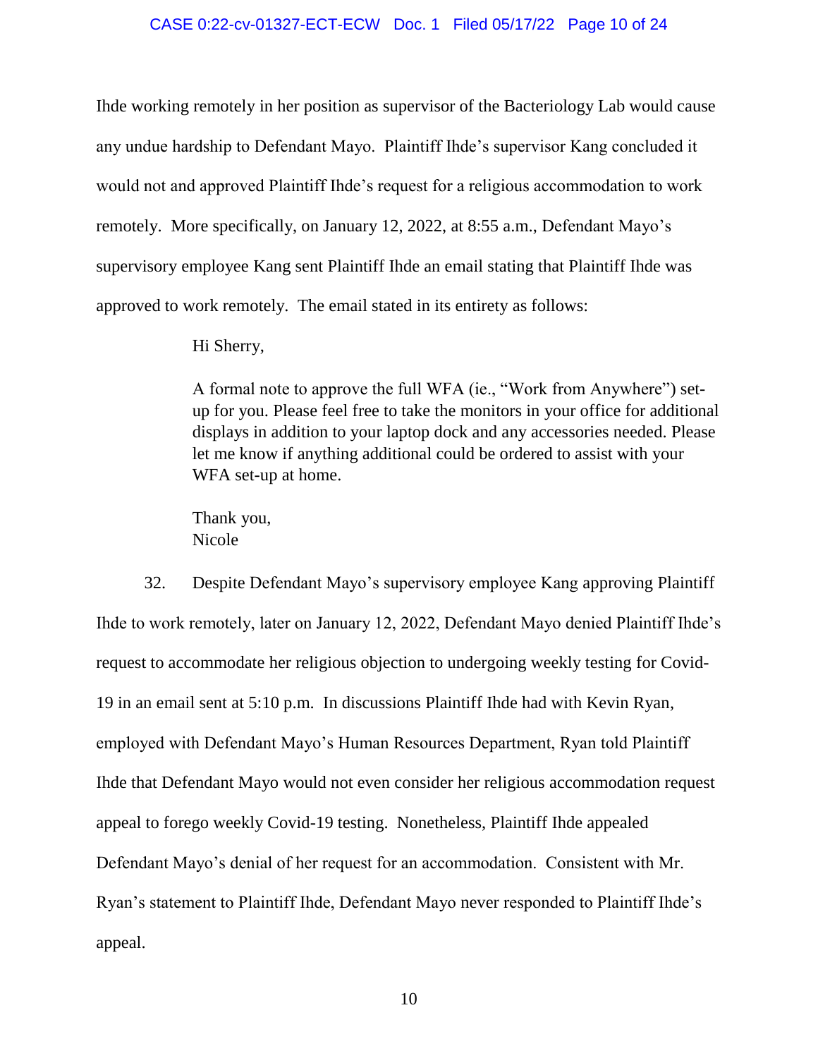Ihde working remotely in her position as supervisor of the Bacteriology Lab would cause any undue hardship to Defendant Mayo. Plaintiff Ihde's supervisor Kang concluded it would not and approved Plaintiff Ihde's request for a religious accommodation to work remotely. More specifically, on January 12, 2022, at 8:55 a.m., Defendant Mayo's supervisory employee Kang sent Plaintiff Ihde an email stating that Plaintiff Ihde was approved to work remotely. The email stated in its entirety as follows:

> Hi Sherry,
>
> A formal note to approve the full WFA (ie., "Work from Anywhere") set-up for you. Please feel free to take the monitors in your office for additional displays in addition to your laptop dock and any accessories needed. Please let me know if anything additional could be ordered to assist with your WFA set-up at home.
>
> Thank you,
> Nicole

32. Despite Defendant Mayo's supervisory employee Kang approving Plaintiff Ihde to work remotely, later on January 12, 2022, Defendant Mayo denied Plaintiff Ihde's request to accommodate her religious objection to undergoing weekly testing for Covid-19 in an email sent at 5:10 p.m. In discussions Plaintiff Ihde had with Kevin Ryan, employed with Defendant Mayo's Human Resources Department, Ryan told Plaintiff Ihde that Defendant Mayo would not even consider her religious accommodation request appeal to forego weekly Covid-19 testing. Nonetheless, Plaintiff Ihde appealed Defendant Mayo's denial of her request for an accommodation. Consistent with Mr. Ryan's statement to Plaintiff Ihde, Defendant Mayo never responded to Plaintiff Ihde's appeal.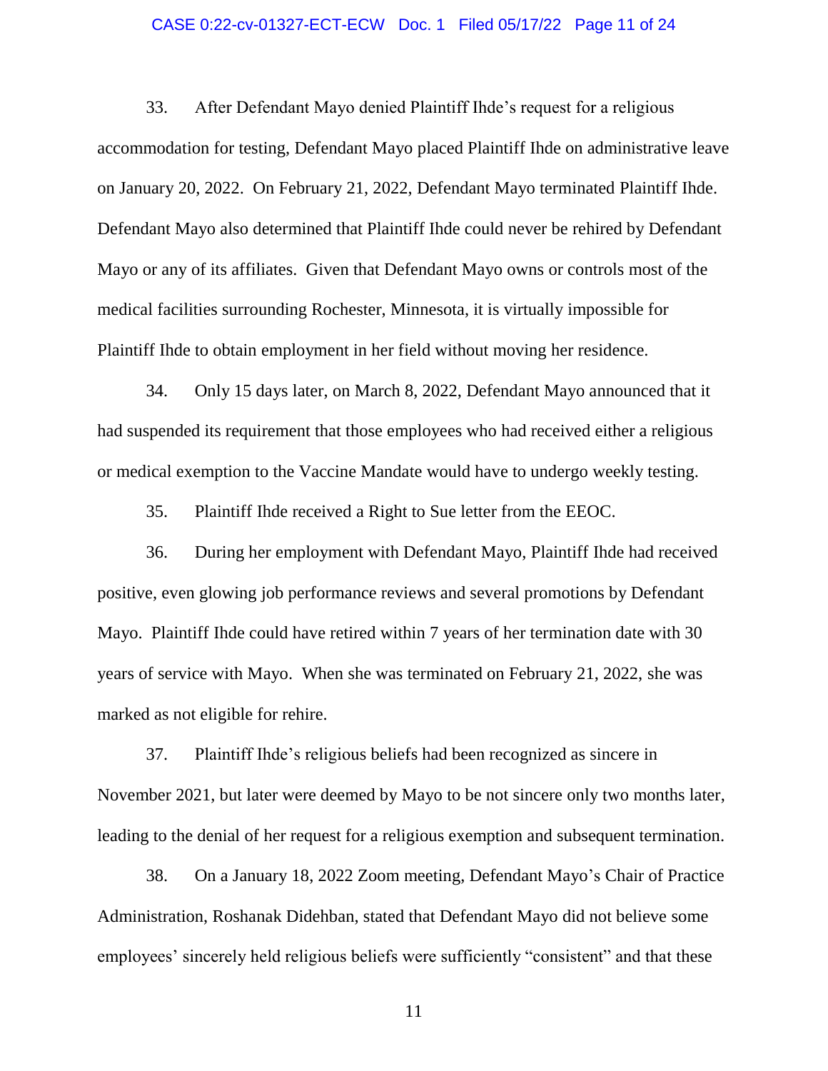33. After Defendant Mayo denied Plaintiff Ihde's request for a religious accommodation for testing, Defendant Mayo placed Plaintiff Ihde on administrative leave on January 20, 2022. On February 21, 2022, Defendant Mayo terminated Plaintiff Ihde. Defendant Mayo also determined that Plaintiff Ihde could never be rehired by Defendant Mayo or any of its affiliates. Given that Defendant Mayo owns or controls most of the medical facilities surrounding Rochester, Minnesota, it is virtually impossible for Plaintiff Ihde to obtain employment in her field without moving her residence.

34. Only 15 days later, on March 8, 2022, Defendant Mayo announced that it had suspended its requirement that those employees who had received either a religious or medical exemption to the Vaccine Mandate would have to undergo weekly testing.

35. Plaintiff Ihde received a Right to Sue letter from the EEOC.

36. During her employment with Defendant Mayo, Plaintiff Ihde had received positive, even glowing job performance reviews and several promotions by Defendant Mayo. Plaintiff Ihde could have retired within 7 years of her termination date with 30 years of service with Mayo. When she was terminated on February 21, 2022, she was marked as not eligible for rehire.

37. Plaintiff Ihde's religious beliefs had been recognized as sincere in November 2021, but later were deemed by Mayo to be not sincere only two months later, leading to the denial of her request for a religious exemption and subsequent termination.

38. On a January 18, 2022 Zoom meeting, Defendant Mayo's Chair of Practice Administration, Roshanak Didehban, stated that Defendant Mayo did not believe some employees' sincerely held religious beliefs were sufficiently "consistent" and that these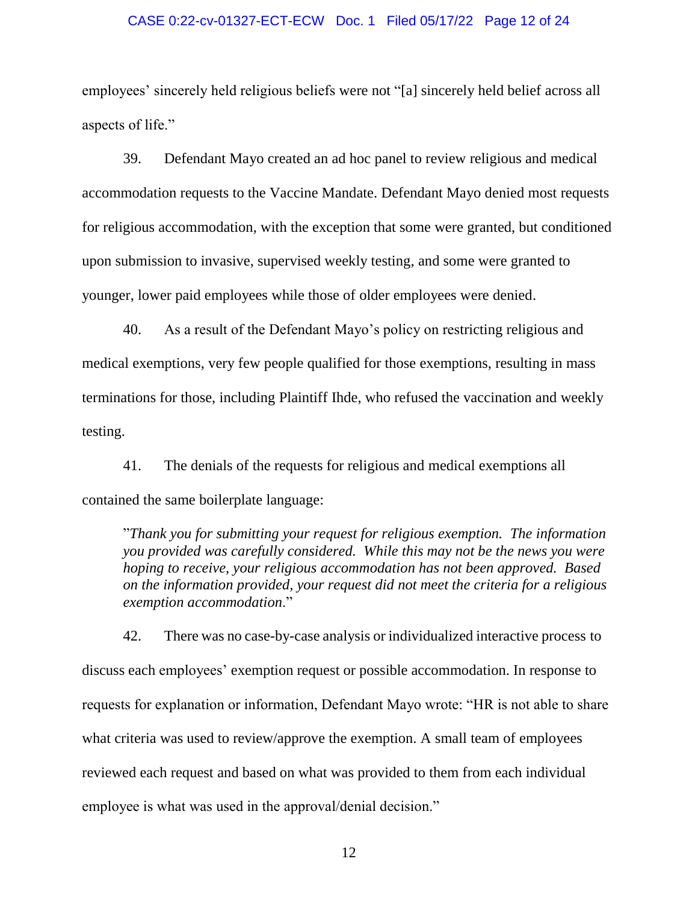employees' sincerely held religious beliefs were not "[a] sincerely held belief across all aspects of life."

39. Defendant Mayo created an ad hoc panel to review religious and medical accommodation requests to the Vaccine Mandate. Defendant Mayo denied most requests for religious accommodation, with the exception that some were granted, but conditioned upon submission to invasive, supervised weekly testing, and some were granted to younger, lower paid employees while those of older employees were denied.

40. As a result of the Defendant Mayo's policy on restricting religious and medical exemptions, very few people qualified for those exemptions, resulting in mass terminations for those, including Plaintiff Ihde, who refused the vaccination and weekly testing.

41. The denials of the requests for religious and medical exemptions all contained the same boilerplate language:

> "*Thank you for submitting your request for religious exemption. The information you provided was carefully considered. While this may not be the news you were hoping to receive, your religious accommodation has not been approved. Based on the information provided, your request did not meet the criteria for a religious exemption accommodation*."

42. There was no case-by-case analysis or individualized interactive process to discuss each employees' exemption request or possible accommodation. In response to requests for explanation or information, Defendant Mayo wrote: "HR is not able to share what criteria was used to review/approve the exemption. A small team of employees reviewed each request and based on what was provided to them from each individual employee is what was used in the approval/denial decision."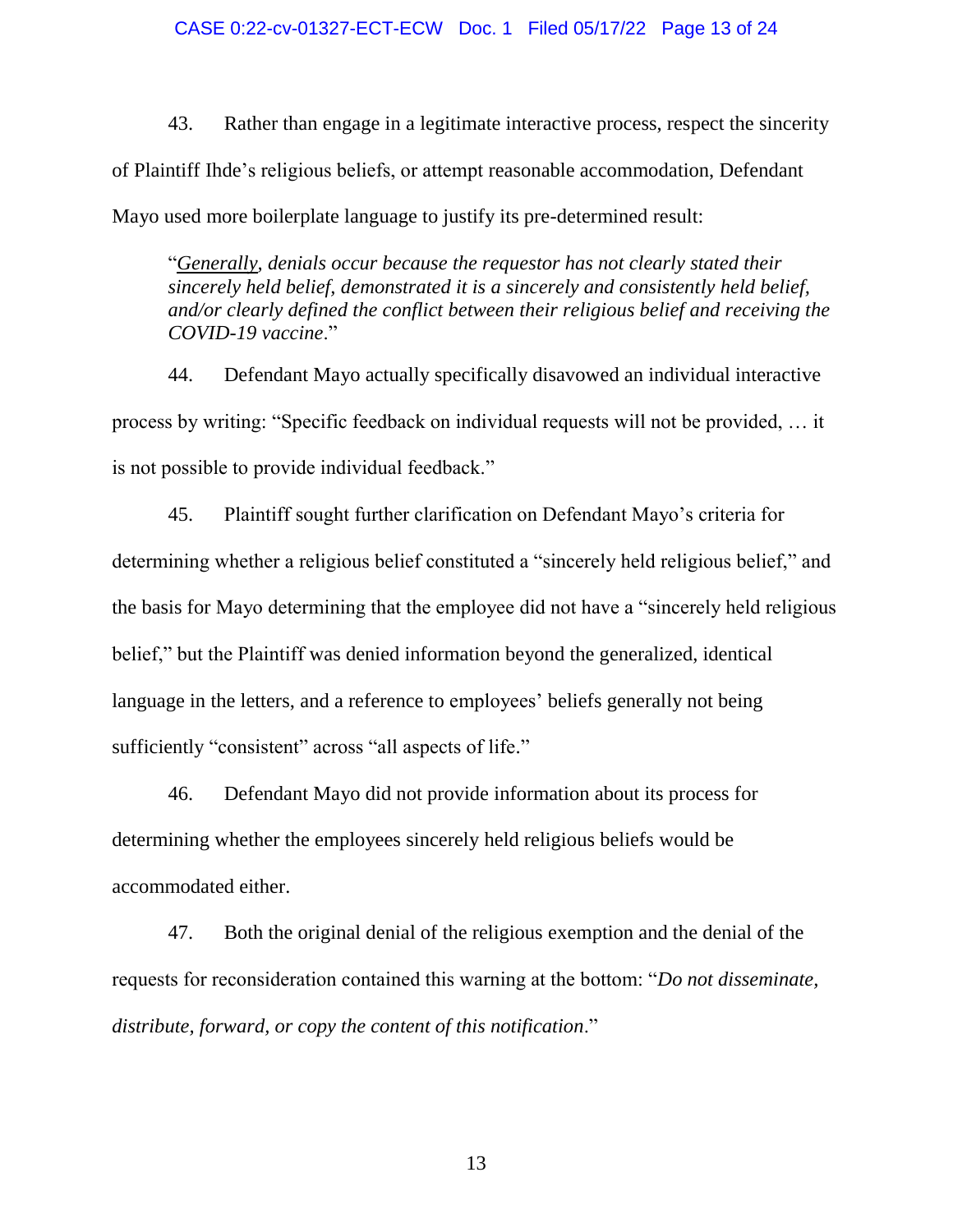43. Rather than engage in a legitimate interactive process, respect the sincerity of Plaintiff Ihde's religious beliefs, or attempt reasonable accommodation, Defendant Mayo used more boilerplate language to justify its pre-determined result:

> "*<u>Generally</u>, denials occur because the requestor has not clearly stated their sincerely held belief, demonstrated it is a sincerely and consistently held belief, and/or clearly defined the conflict between their religious belief and receiving the COVID-19 vaccine*."

44. Defendant Mayo actually specifically disavowed an individual interactive process by writing: "Specific feedback on individual requests will not be provided, … it is not possible to provide individual feedback."

45. Plaintiff sought further clarification on Defendant Mayo's criteria for determining whether a religious belief constituted a "sincerely held religious belief," and the basis for Mayo determining that the employee did not have a "sincerely held religious belief," but the Plaintiff was denied information beyond the generalized, identical language in the letters, and a reference to employees' beliefs generally not being sufficiently "consistent" across "all aspects of life."

46. Defendant Mayo did not provide information about its process for determining whether the employees sincerely held religious beliefs would be accommodated either.

47. Both the original denial of the religious exemption and the denial of the requests for reconsideration contained this warning at the bottom: "*Do not disseminate, distribute, forward, or copy the content of this notification*."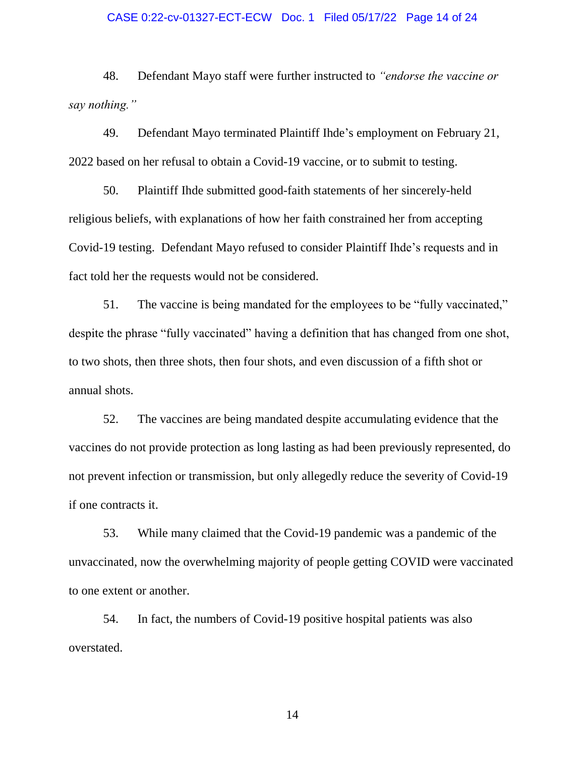48. Defendant Mayo staff were further instructed to *"endorse the vaccine or say nothing."*

49. Defendant Mayo terminated Plaintiff Ihde's employment on February 21, 2022 based on her refusal to obtain a Covid-19 vaccine, or to submit to testing.

50. Plaintiff Ihde submitted good-faith statements of her sincerely-held religious beliefs, with explanations of how her faith constrained her from accepting Covid-19 testing. Defendant Mayo refused to consider Plaintiff Ihde's requests and in fact told her the requests would not be considered.

51. The vaccine is being mandated for the employees to be "fully vaccinated," despite the phrase "fully vaccinated" having a definition that has changed from one shot, to two shots, then three shots, then four shots, and even discussion of a fifth shot or annual shots.

52. The vaccines are being mandated despite accumulating evidence that the vaccines do not provide protection as long lasting as had been previously represented, do not prevent infection or transmission, but only allegedly reduce the severity of Covid-19 if one contracts it.

53. While many claimed that the Covid-19 pandemic was a pandemic of the unvaccinated, now the overwhelming majority of people getting COVID were vaccinated to one extent or another.

54. In fact, the numbers of Covid-19 positive hospital patients was also overstated.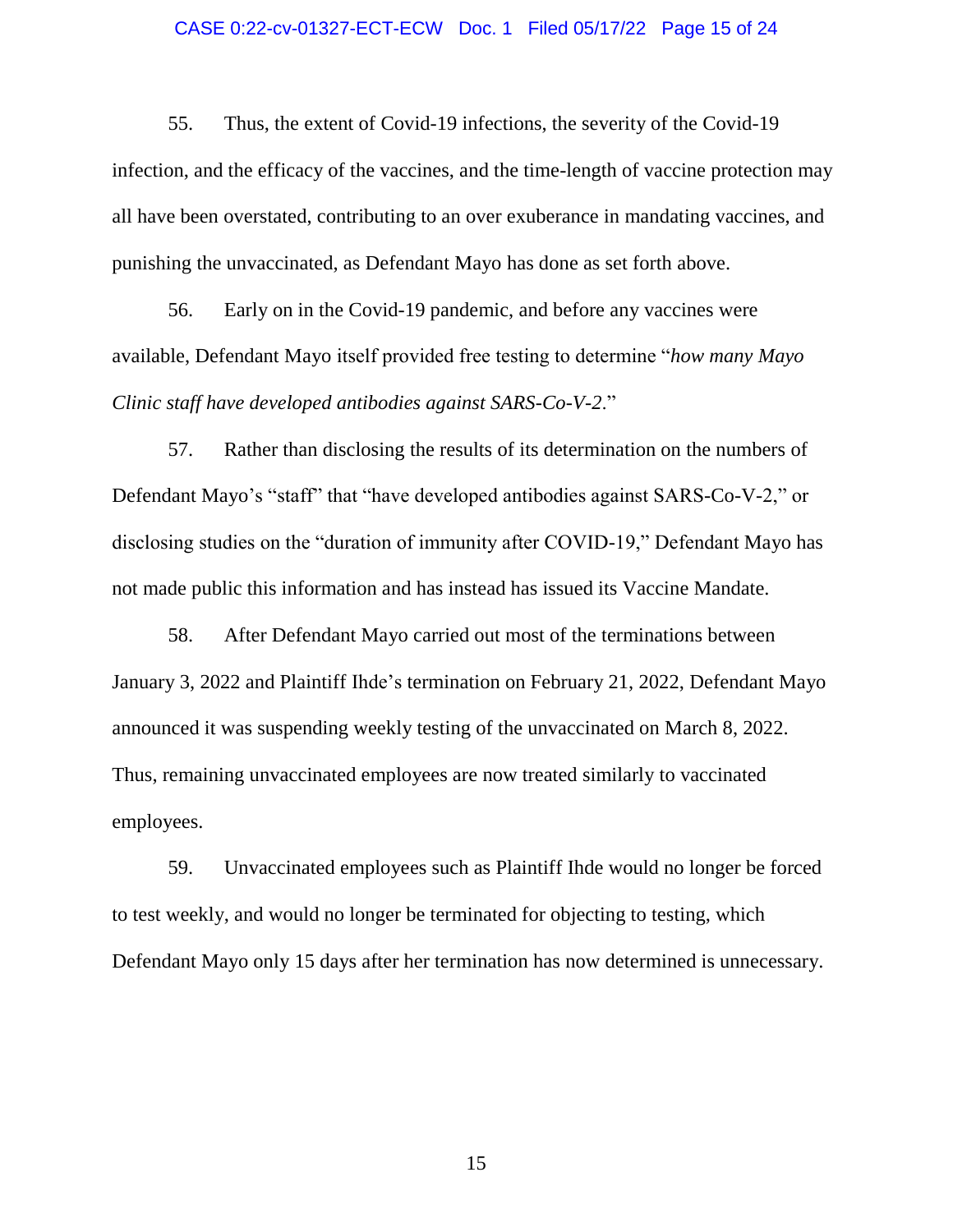55. Thus, the extent of Covid-19 infections, the severity of the Covid-19 infection, and the efficacy of the vaccines, and the time-length of vaccine protection may all have been overstated, contributing to an over exuberance in mandating vaccines, and punishing the unvaccinated, as Defendant Mayo has done as set forth above.

56. Early on in the Covid-19 pandemic, and before any vaccines were available, Defendant Mayo itself provided free testing to determine "*how many Mayo Clinic staff have developed antibodies against SARS-Co-V-2*."

57. Rather than disclosing the results of its determination on the numbers of Defendant Mayo's "staff" that "have developed antibodies against SARS-Co-V-2," or disclosing studies on the "duration of immunity after COVID-19," Defendant Mayo has not made public this information and has instead has issued its Vaccine Mandate.

58. After Defendant Mayo carried out most of the terminations between January 3, 2022 and Plaintiff Ihde's termination on February 21, 2022, Defendant Mayo announced it was suspending weekly testing of the unvaccinated on March 8, 2022. Thus, remaining unvaccinated employees are now treated similarly to vaccinated employees.

59. Unvaccinated employees such as Plaintiff Ihde would no longer be forced to test weekly, and would no longer be terminated for objecting to testing, which Defendant Mayo only 15 days after her termination has now determined is unnecessary.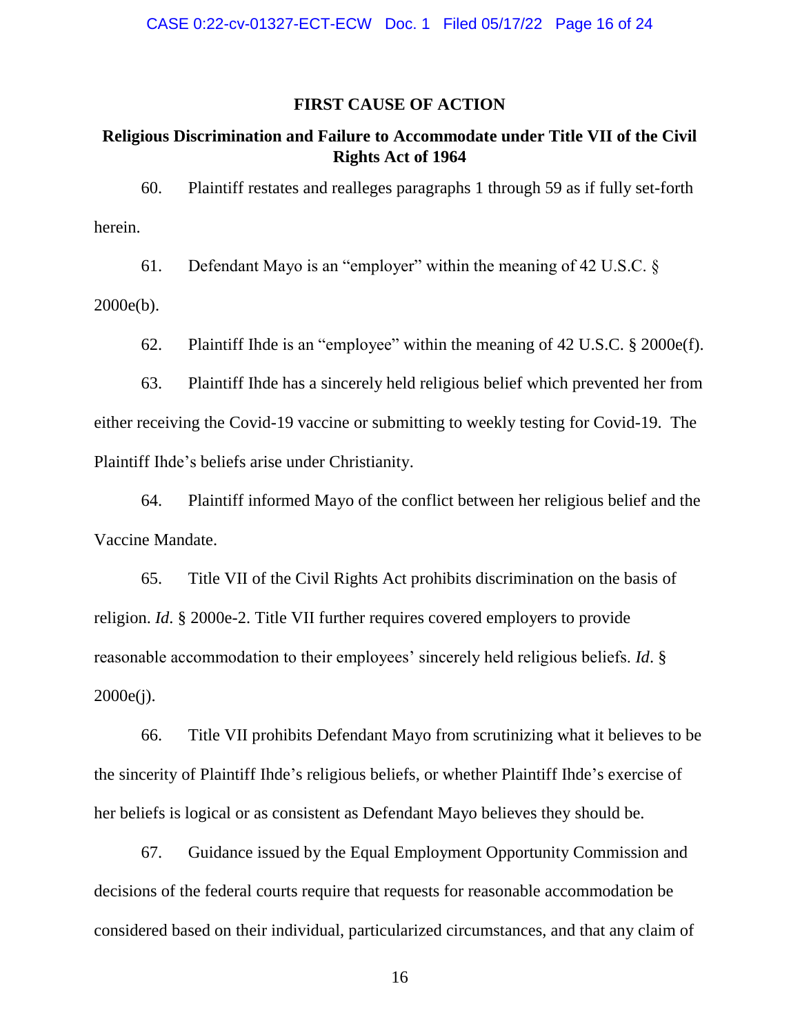## FIRST CAUSE OF ACTION

### Religious Discrimination and Failure to Accommodate under Title VII of the Civil Rights Act of 1964

60. Plaintiff restates and realleges paragraphs 1 through 59 as if fully set-forth herein.

61. Defendant Mayo is an "employer" within the meaning of 42 U.S.C. § 2000e(b).

62. Plaintiff Ihde is an "employee" within the meaning of 42 U.S.C. § 2000e(f).

63. Plaintiff Ihde has a sincerely held religious belief which prevented her from either receiving the Covid-19 vaccine or submitting to weekly testing for Covid-19. The Plaintiff Ihde's beliefs arise under Christianity.

64. Plaintiff informed Mayo of the conflict between her religious belief and the Vaccine Mandate.

65. Title VII of the Civil Rights Act prohibits discrimination on the basis of religion. *Id*. § 2000e-2. Title VII further requires covered employers to provide reasonable accommodation to their employees' sincerely held religious beliefs. *Id*. § 2000e(j).

66. Title VII prohibits Defendant Mayo from scrutinizing what it believes to be the sincerity of Plaintiff Ihde's religious beliefs, or whether Plaintiff Ihde's exercise of her beliefs is logical or as consistent as Defendant Mayo believes they should be.

67. Guidance issued by the Equal Employment Opportunity Commission and decisions of the federal courts require that requests for reasonable accommodation be considered based on their individual, particularized circumstances, and that any claim of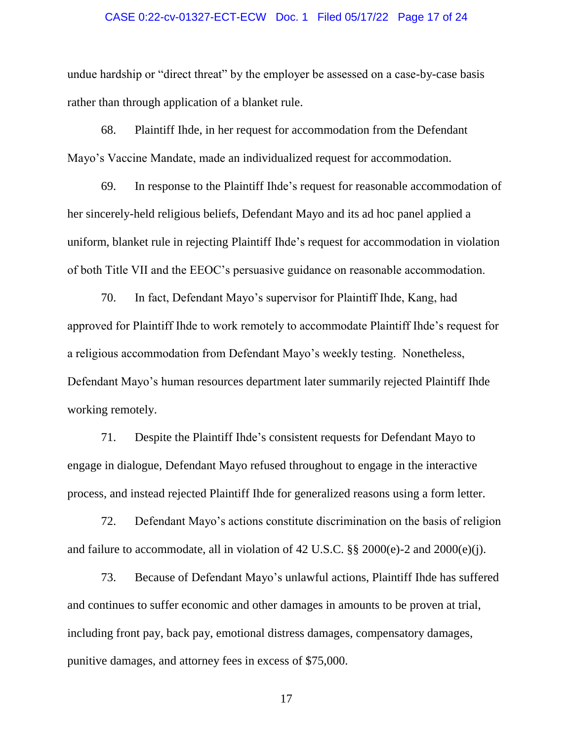undue hardship or "direct threat" by the employer be assessed on a case-by-case basis rather than through application of a blanket rule.

68. Plaintiff Ihde, in her request for accommodation from the Defendant Mayo's Vaccine Mandate, made an individualized request for accommodation.

69. In response to the Plaintiff Ihde's request for reasonable accommodation of her sincerely-held religious beliefs, Defendant Mayo and its ad hoc panel applied a uniform, blanket rule in rejecting Plaintiff Ihde's request for accommodation in violation of both Title VII and the EEOC's persuasive guidance on reasonable accommodation.

70. In fact, Defendant Mayo's supervisor for Plaintiff Ihde, Kang, had approved for Plaintiff Ihde to work remotely to accommodate Plaintiff Ihde's request for a religious accommodation from Defendant Mayo's weekly testing. Nonetheless, Defendant Mayo's human resources department later summarily rejected Plaintiff Ihde working remotely.

71. Despite the Plaintiff Ihde's consistent requests for Defendant Mayo to engage in dialogue, Defendant Mayo refused throughout to engage in the interactive process, and instead rejected Plaintiff Ihde for generalized reasons using a form letter.

72. Defendant Mayo's actions constitute discrimination on the basis of religion and failure to accommodate, all in violation of 42 U.S.C. §§ 2000(e)-2 and 2000(e)(j).

73. Because of Defendant Mayo's unlawful actions, Plaintiff Ihde has suffered and continues to suffer economic and other damages in amounts to be proven at trial, including front pay, back pay, emotional distress damages, compensatory damages, punitive damages, and attorney fees in excess of $75,000.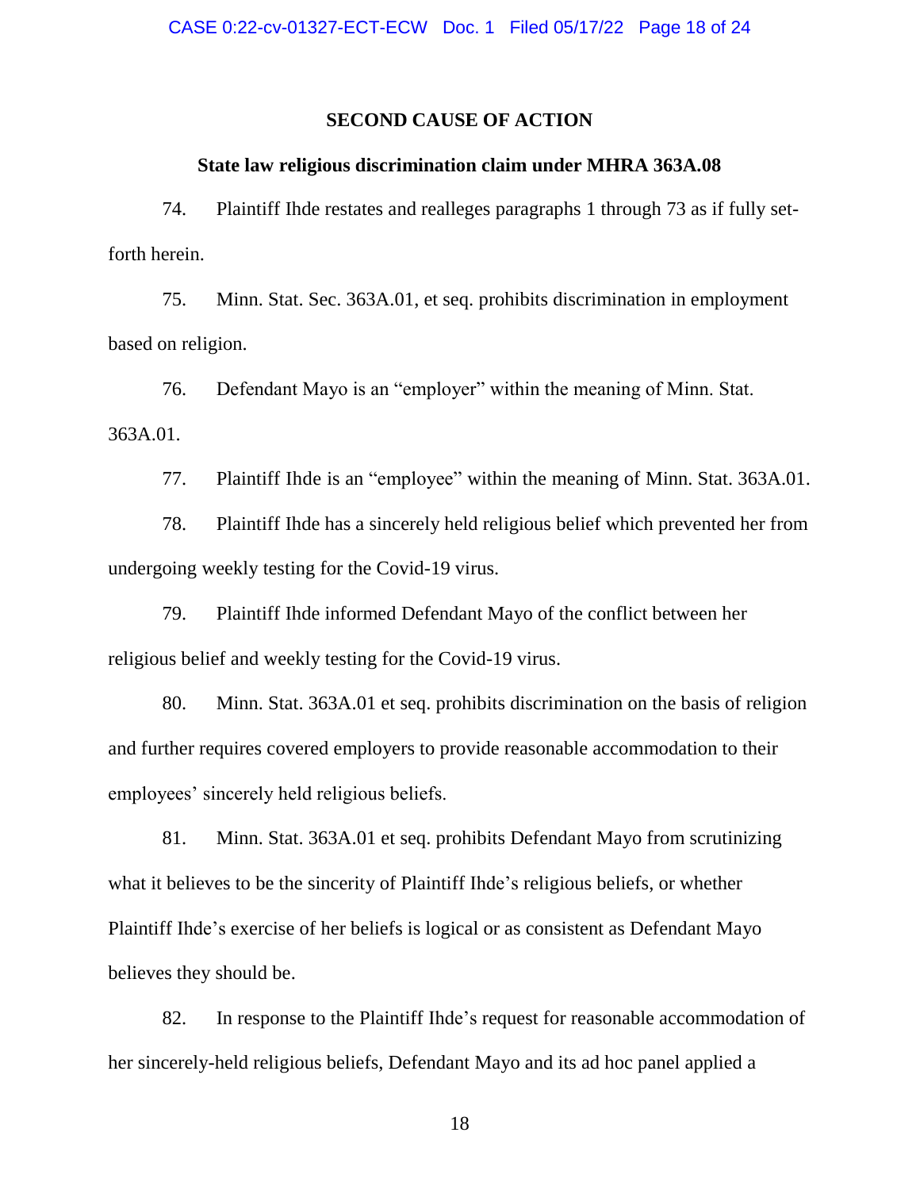## SECOND CAUSE OF ACTION

### State law religious discrimination claim under MHRA 363A.08

74. Plaintiff Ihde restates and realleges paragraphs 1 through 73 as if fully set-forth herein.

75. Minn. Stat. Sec. 363A.01, et seq. prohibits discrimination in employment based on religion.

76. Defendant Mayo is an "employer" within the meaning of Minn. Stat. 363A.01.

77. Plaintiff Ihde is an "employee" within the meaning of Minn. Stat. 363A.01.

78. Plaintiff Ihde has a sincerely held religious belief which prevented her from undergoing weekly testing for the Covid-19 virus.

79. Plaintiff Ihde informed Defendant Mayo of the conflict between her religious belief and weekly testing for the Covid-19 virus.

80. Minn. Stat. 363A.01 et seq. prohibits discrimination on the basis of religion and further requires covered employers to provide reasonable accommodation to their employees' sincerely held religious beliefs.

81. Minn. Stat. 363A.01 et seq. prohibits Defendant Mayo from scrutinizing what it believes to be the sincerity of Plaintiff Ihde's religious beliefs, or whether Plaintiff Ihde's exercise of her beliefs is logical or as consistent as Defendant Mayo believes they should be.

82. In response to the Plaintiff Ihde's request for reasonable accommodation of her sincerely-held religious beliefs, Defendant Mayo and its ad hoc panel applied a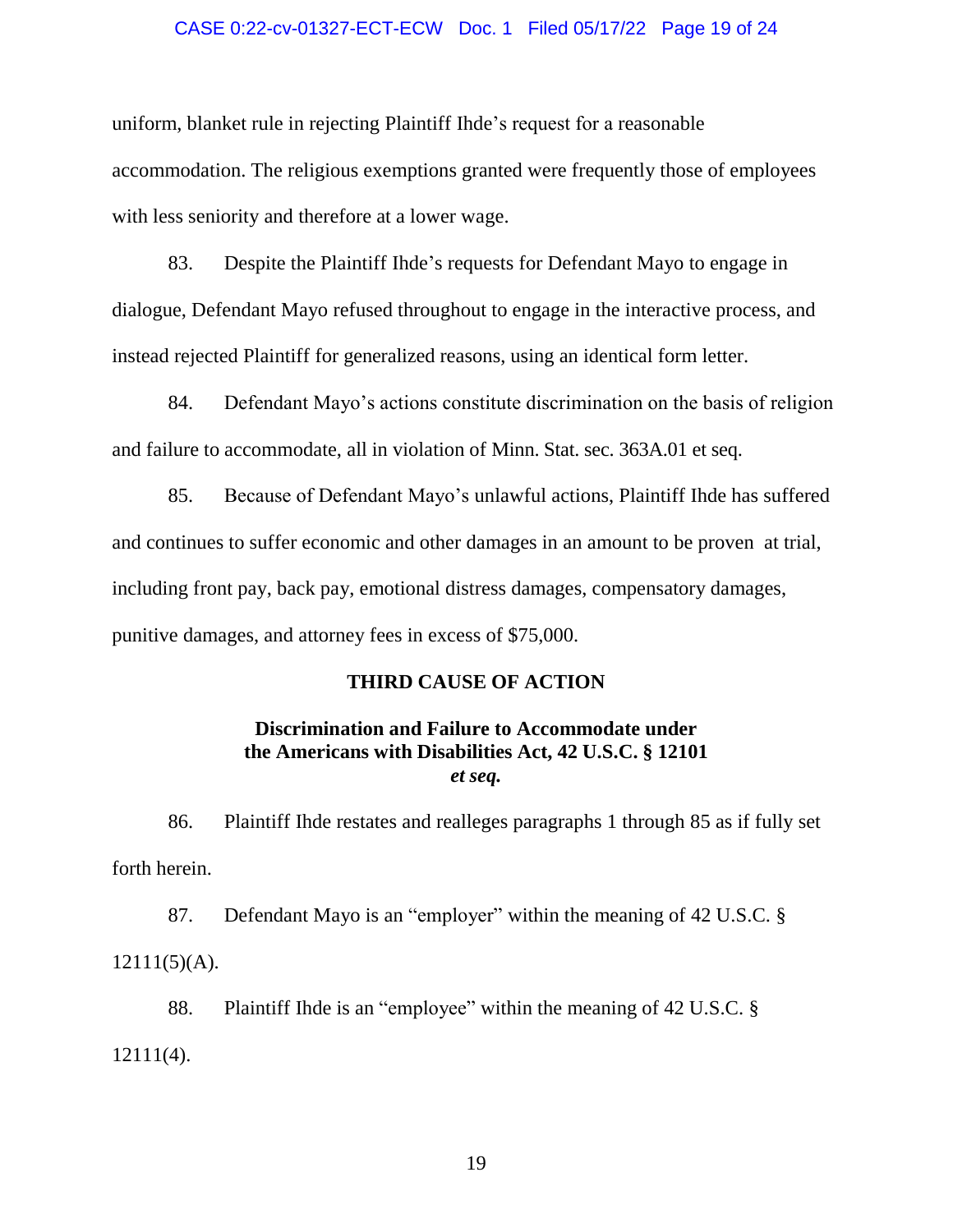uniform, blanket rule in rejecting Plaintiff Ihde's request for a reasonable accommodation. The religious exemptions granted were frequently those of employees with less seniority and therefore at a lower wage.

83. Despite the Plaintiff Ihde's requests for Defendant Mayo to engage in dialogue, Defendant Mayo refused throughout to engage in the interactive process, and instead rejected Plaintiff for generalized reasons, using an identical form letter.

84. Defendant Mayo's actions constitute discrimination on the basis of religion and failure to accommodate, all in violation of Minn. Stat. sec. 363A.01 et seq.

85. Because of Defendant Mayo's unlawful actions, Plaintiff Ihde has suffered and continues to suffer economic and other damages in an amount to be proven at trial, including front pay, back pay, emotional distress damages, compensatory damages, punitive damages, and attorney fees in excess of $75,000.

**THIRD CAUSE OF ACTION**

**Discrimination and Failure to Accommodate under the Americans with Disabilities Act, 42 U.S.C. § 12101 *et seq.***

86. Plaintiff Ihde restates and realleges paragraphs 1 through 85 as if fully set forth herein.

87. Defendant Mayo is an "employer" within the meaning of 42 U.S.C. § 12111(5)(A).

88. Plaintiff Ihde is an "employee" within the meaning of 42 U.S.C. § 12111(4).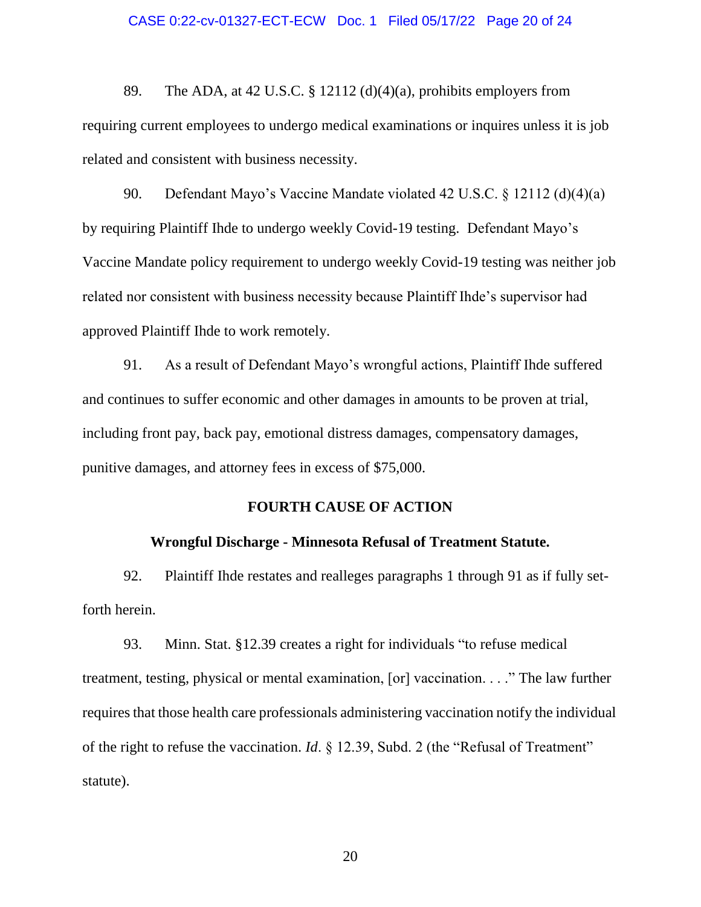89. The ADA, at 42 U.S.C. § 12112 (d)(4)(a), prohibits employers from requiring current employees to undergo medical examinations or inquires unless it is job related and consistent with business necessity.

90. Defendant Mayo's Vaccine Mandate violated 42 U.S.C. § 12112 (d)(4)(a) by requiring Plaintiff Ihde to undergo weekly Covid-19 testing. Defendant Mayo's Vaccine Mandate policy requirement to undergo weekly Covid-19 testing was neither job related nor consistent with business necessity because Plaintiff Ihde's supervisor had approved Plaintiff Ihde to work remotely.

91. As a result of Defendant Mayo's wrongful actions, Plaintiff Ihde suffered and continues to suffer economic and other damages in amounts to be proven at trial, including front pay, back pay, emotional distress damages, compensatory damages, punitive damages, and attorney fees in excess of $75,000.

## FOURTH CAUSE OF ACTION

### Wrongful Discharge - Minnesota Refusal of Treatment Statute.

92. Plaintiff Ihde restates and realleges paragraphs 1 through 91 as if fully set-forth herein.

93. Minn. Stat. §12.39 creates a right for individuals "to refuse medical treatment, testing, physical or mental examination, [or] vaccination. . . ." The law further requires that those health care professionals administering vaccination notify the individual of the right to refuse the vaccination. *Id*. § 12.39, Subd. 2 (the "Refusal of Treatment" statute).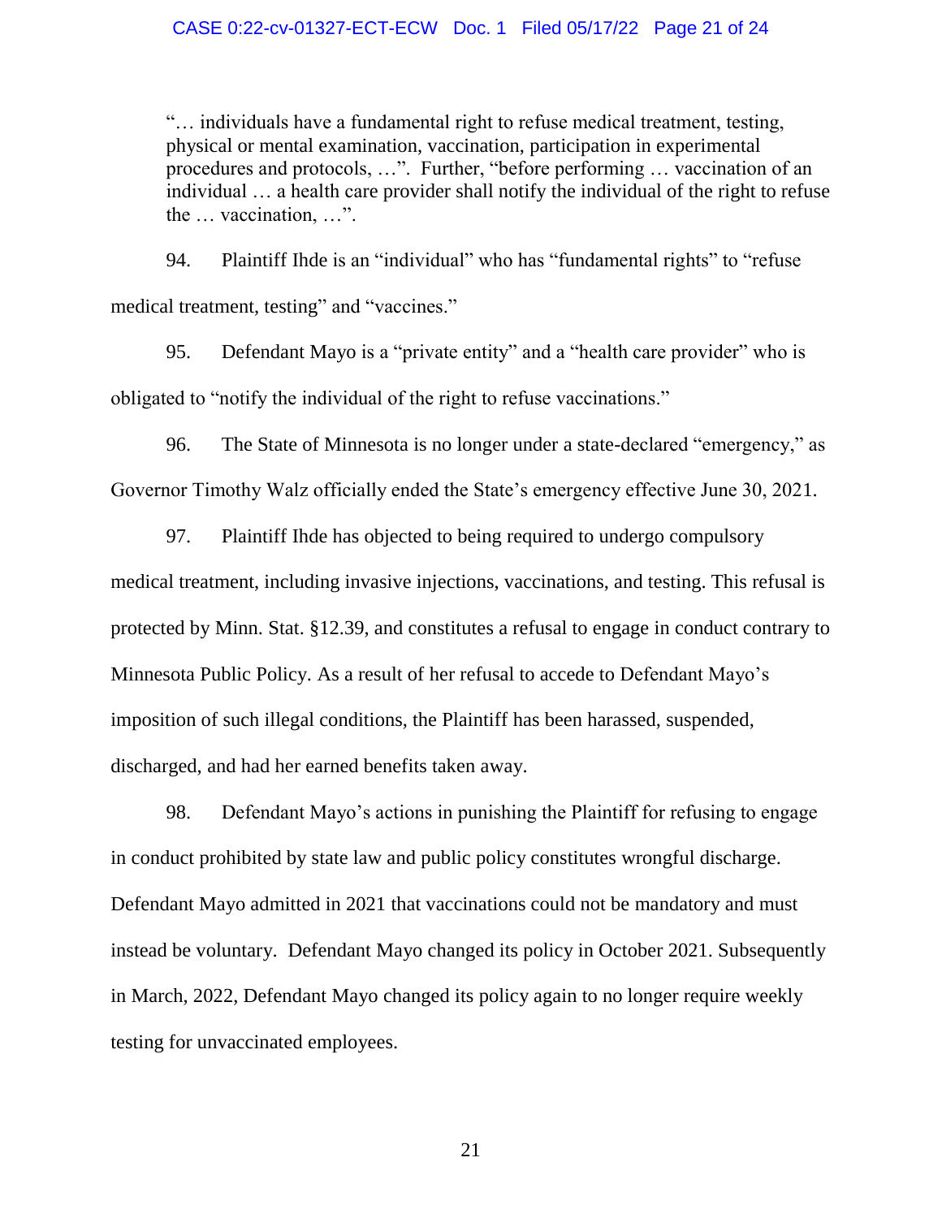> "… individuals have a fundamental right to refuse medical treatment, testing, physical or mental examination, vaccination, participation in experimental procedures and protocols, …". Further, "before performing … vaccination of an individual … a health care provider shall notify the individual of the right to refuse the … vaccination, …".

94. Plaintiff Ihde is an "individual" who has "fundamental rights" to "refuse medical treatment, testing" and "vaccines."

95. Defendant Mayo is a "private entity" and a "health care provider" who is obligated to "notify the individual of the right to refuse vaccinations."

96. The State of Minnesota is no longer under a state-declared "emergency," as Governor Timothy Walz officially ended the State's emergency effective June 30, 2021.

97. Plaintiff Ihde has objected to being required to undergo compulsory medical treatment, including invasive injections, vaccinations, and testing. This refusal is protected by Minn. Stat. §12.39, and constitutes a refusal to engage in conduct contrary to Minnesota Public Policy. As a result of her refusal to accede to Defendant Mayo's imposition of such illegal conditions, the Plaintiff has been harassed, suspended, discharged, and had her earned benefits taken away.

98. Defendant Mayo's actions in punishing the Plaintiff for refusing to engage in conduct prohibited by state law and public policy constitutes wrongful discharge. Defendant Mayo admitted in 2021 that vaccinations could not be mandatory and must instead be voluntary. Defendant Mayo changed its policy in October 2021. Subsequently in March, 2022, Defendant Mayo changed its policy again to no longer require weekly testing for unvaccinated employees.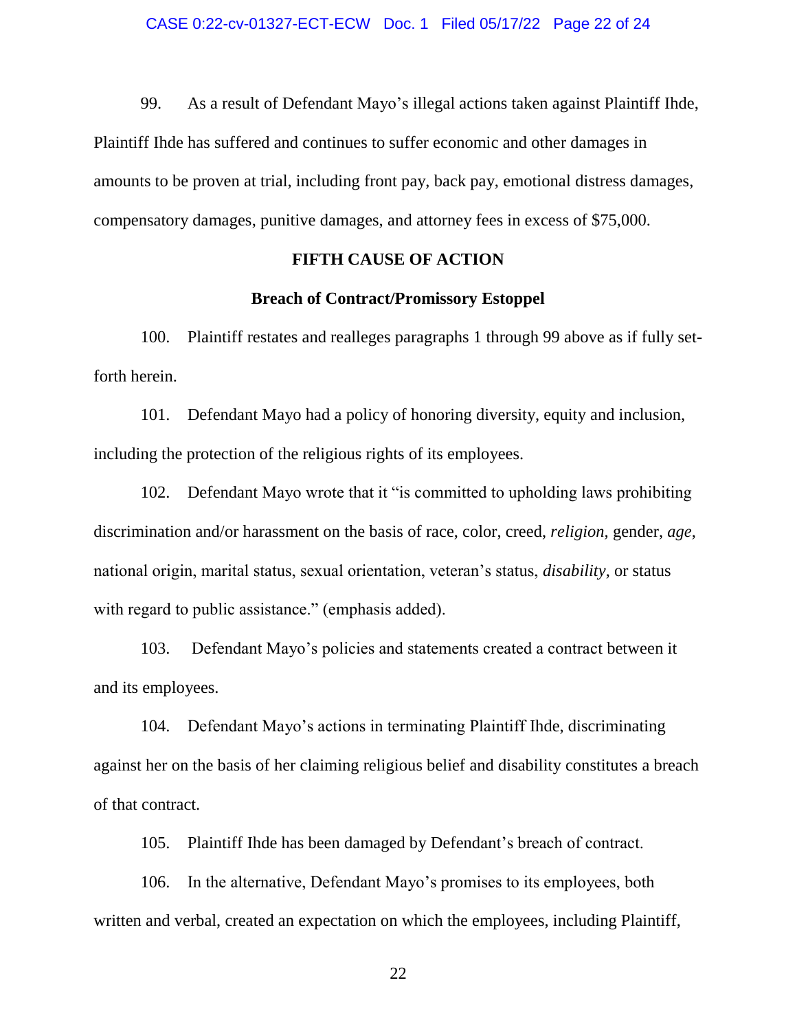99. As a result of Defendant Mayo's illegal actions taken against Plaintiff Ihde, Plaintiff Ihde has suffered and continues to suffer economic and other damages in amounts to be proven at trial, including front pay, back pay, emotional distress damages, compensatory damages, punitive damages, and attorney fees in excess of $75,000.

**FIFTH CAUSE OF ACTION**

**Breach of Contract/Promissory Estoppel**

100. Plaintiff restates and realleges paragraphs 1 through 99 above as if fully set-forth herein.

101. Defendant Mayo had a policy of honoring diversity, equity and inclusion, including the protection of the religious rights of its employees.

102. Defendant Mayo wrote that it "is committed to upholding laws prohibiting discrimination and/or harassment on the basis of race, color, creed, *religion,* gender, *age*, national origin, marital status, sexual orientation, veteran's status, *disability*, or status with regard to public assistance." (emphasis added).

103. Defendant Mayo's policies and statements created a contract between it and its employees.

104. Defendant Mayo's actions in terminating Plaintiff Ihde, discriminating against her on the basis of her claiming religious belief and disability constitutes a breach of that contract.

105. Plaintiff Ihde has been damaged by Defendant's breach of contract.

106. In the alternative, Defendant Mayo's promises to its employees, both written and verbal, created an expectation on which the employees, including Plaintiff,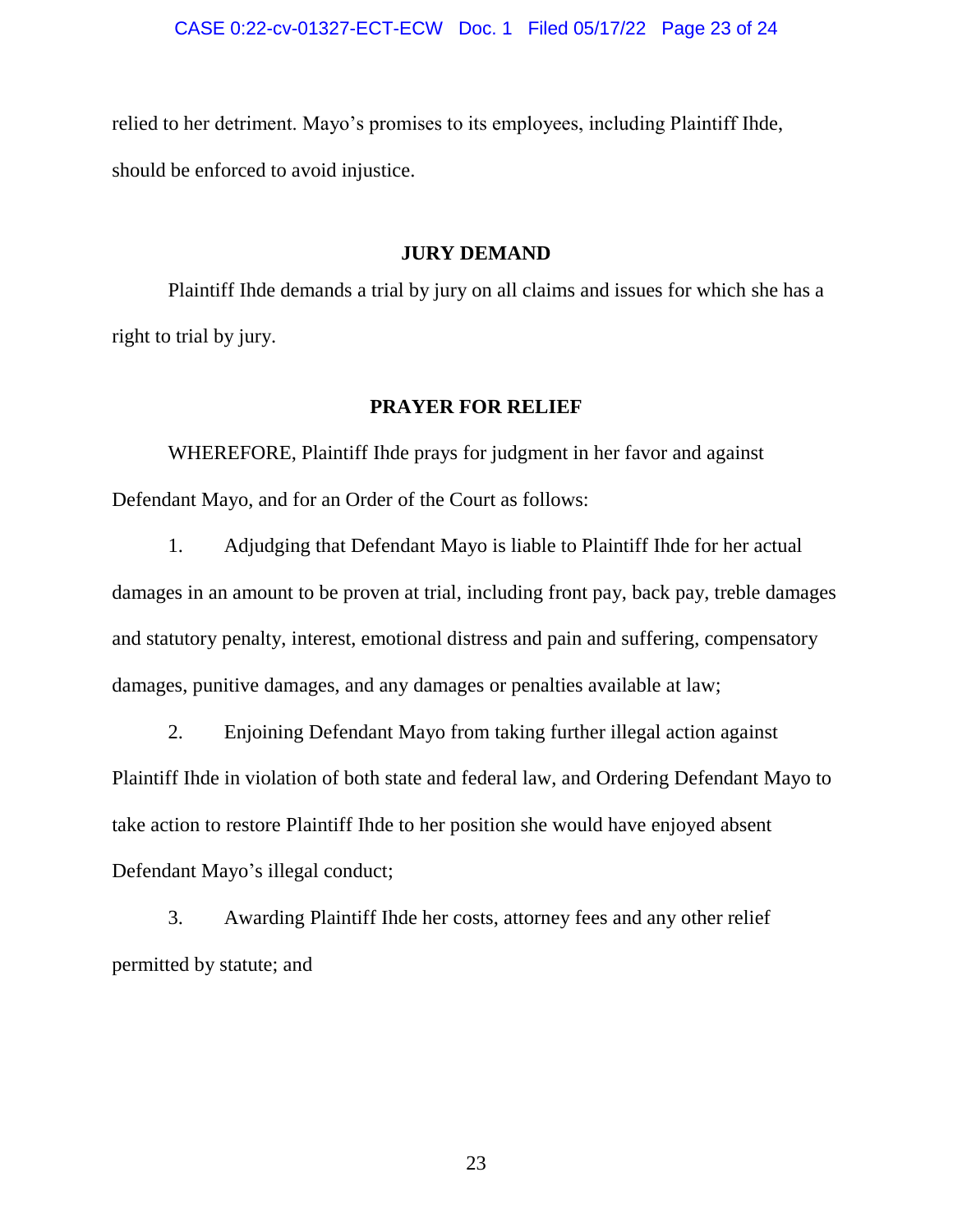relied to her detriment. Mayo's promises to its employees, including Plaintiff Ihde, should be enforced to avoid injustice.

## JURY DEMAND

Plaintiff Ihde demands a trial by jury on all claims and issues for which she has a right to trial by jury.

## PRAYER FOR RELIEF

WHEREFORE, Plaintiff Ihde prays for judgment in her favor and against Defendant Mayo, and for an Order of the Court as follows:

1. Adjudging that Defendant Mayo is liable to Plaintiff Ihde for her actual damages in an amount to be proven at trial, including front pay, back pay, treble damages and statutory penalty, interest, emotional distress and pain and suffering, compensatory damages, punitive damages, and any damages or penalties available at law;

2. Enjoining Defendant Mayo from taking further illegal action against Plaintiff Ihde in violation of both state and federal law, and Ordering Defendant Mayo to take action to restore Plaintiff Ihde to her position she would have enjoyed absent Defendant Mayo's illegal conduct;

3. Awarding Plaintiff Ihde her costs, attorney fees and any other relief permitted by statute; and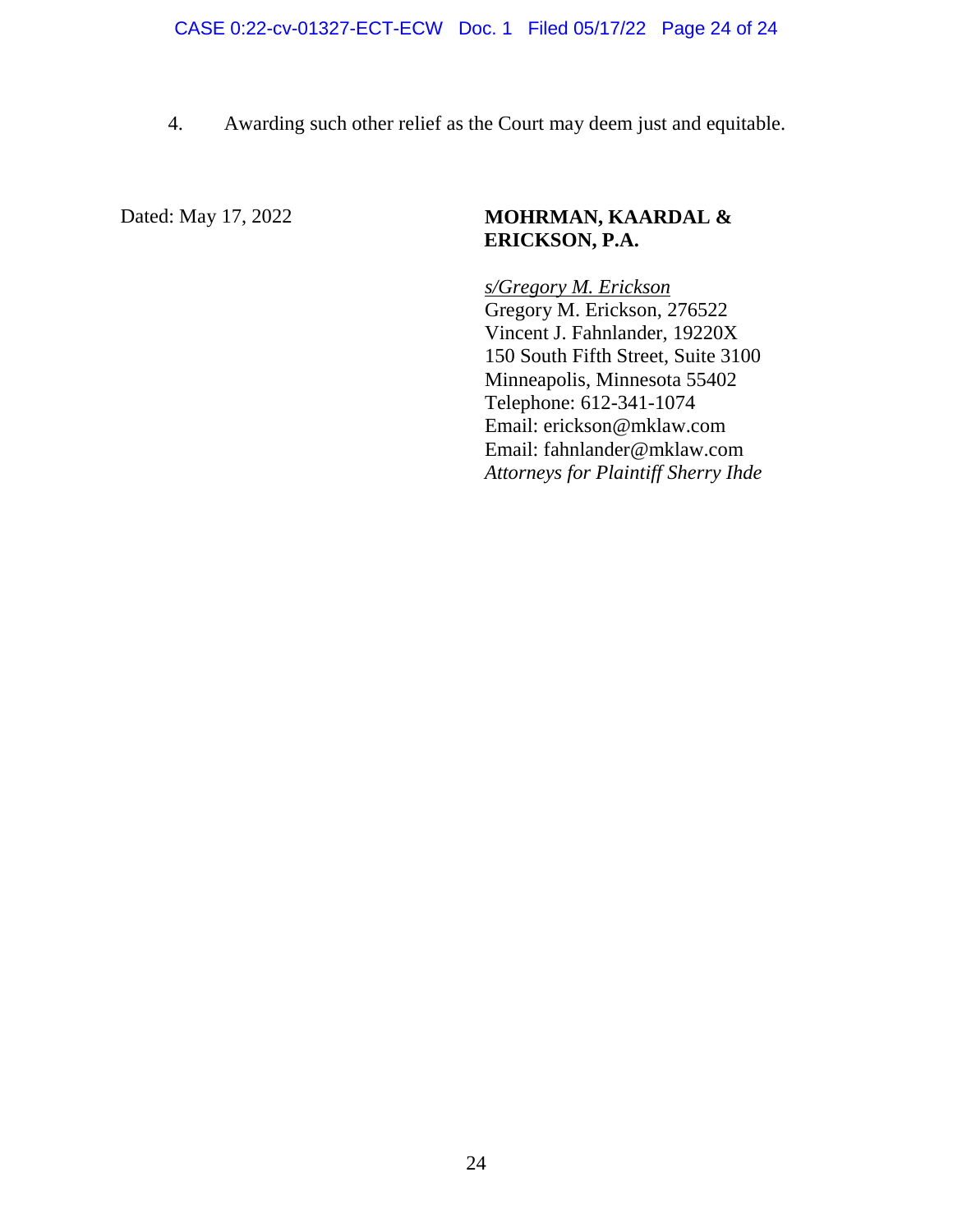4. Awarding such other relief as the Court may deem just and equitable.

Dated: May 17, 2022

**MOHRMAN, KAARDAL & ERICKSON, P.A.**

s/Gregory M. Erickson
Gregory M. Erickson, 276522
Vincent J. Fahnlander, 19220X
150 South Fifth Street, Suite 3100
Minneapolis, Minnesota 55402
Telephone: 612-341-1074
Email: erickson@mklaw.com
Email: fahnlander@mklaw.com
*Attorneys for Plaintiff Sherry Ihde*